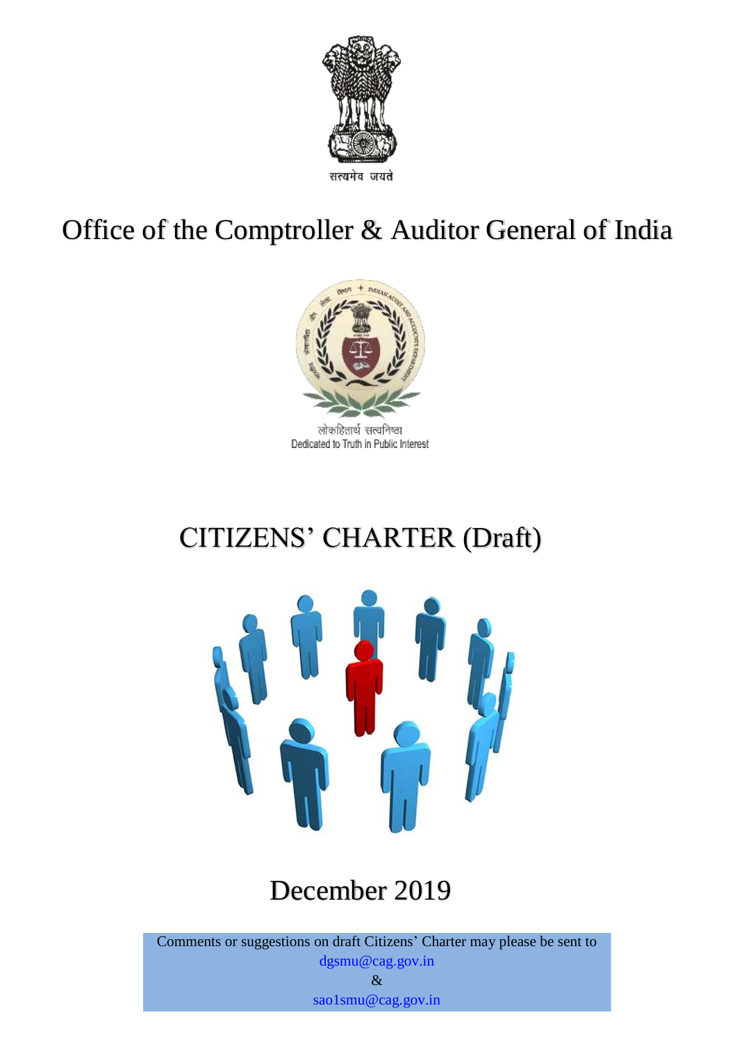सत्यमेव जयते

# Office of the Comptroller & Auditor General of India

लोकहितार्थ सत्यनिष्ठा
Dedicated to Truth in Public Interest

# CITIZENS' CHARTER (Draft)

## December 2019

Comments or suggestions on draft Citizens' Charter may please be sent to
dgsmu@cag.gov.in
&
sao1smu@cag.gov.in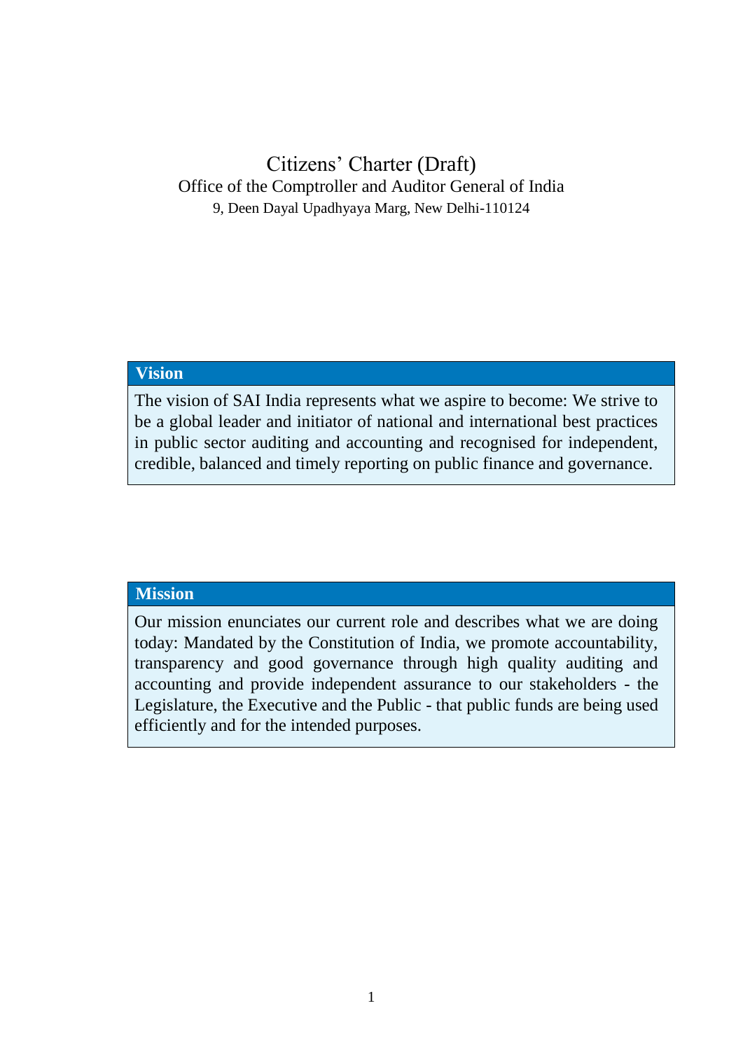# Citizens' Charter (Draft)

Office of the Comptroller and Auditor General of India

9, Deen Dayal Upadhyaya Marg, New Delhi-110124

## Vision

The vision of SAI India represents what we aspire to become: We strive to be a global leader and initiator of national and international best practices in public sector auditing and accounting and recognised for independent, credible, balanced and timely reporting on public finance and governance.

## Mission

Our mission enunciates our current role and describes what we are doing today: Mandated by the Constitution of India, we promote accountability, transparency and good governance through high quality auditing and accounting and provide independent assurance to our stakeholders - the Legislature, the Executive and the Public - that public funds are being used efficiently and for the intended purposes.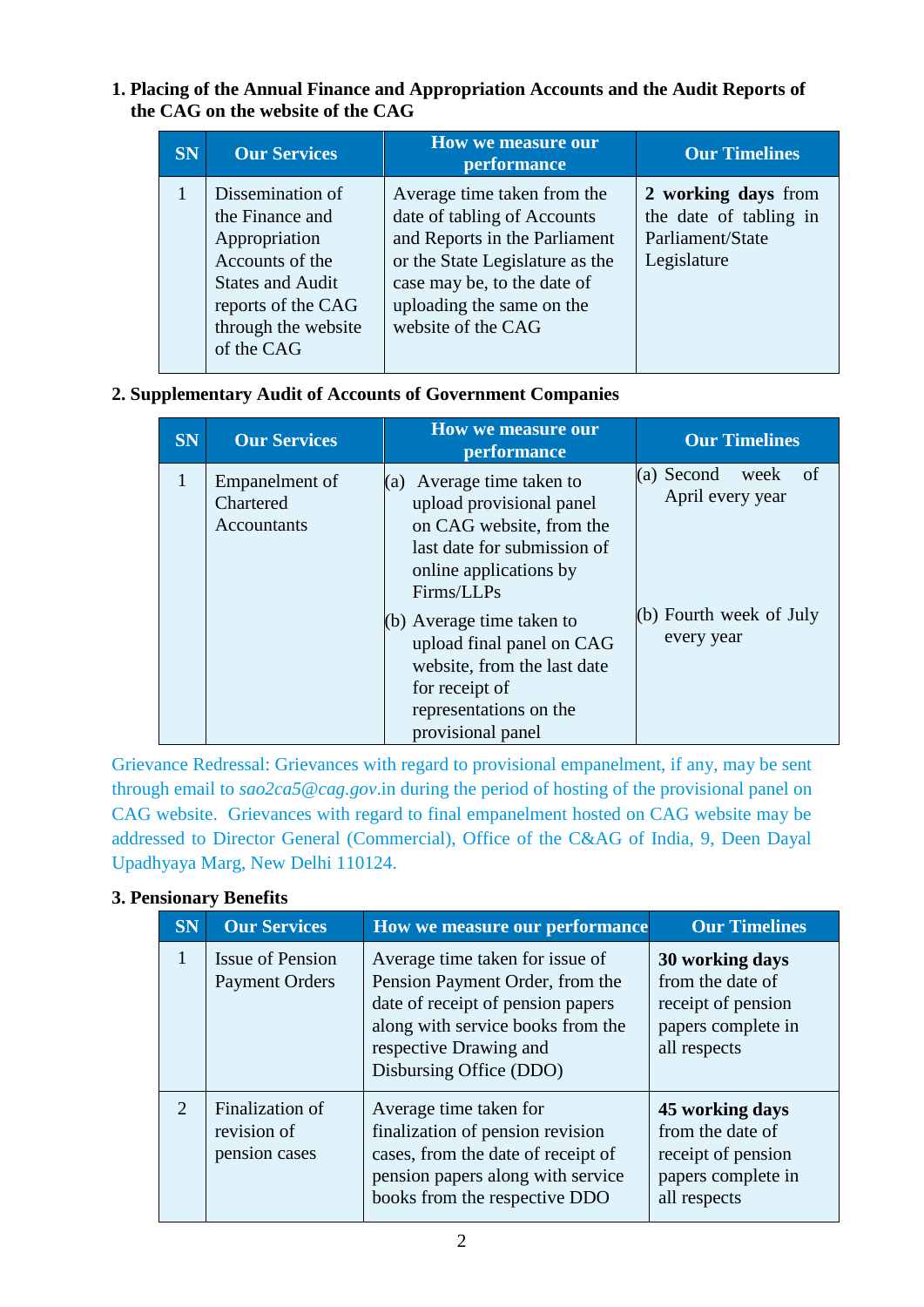**1. Placing of the Annual Finance and Appropriation Accounts and the Audit Reports of the CAG on the website of the CAG**

| SN | Our Services | How we measure our performance | Our Timelines |
|---|---|---|---|
| 1 | Dissemination of the Finance and Appropriation Accounts of the States and Audit reports of the CAG through the website of the CAG | Average time taken from the date of tabling of Accounts and Reports in the Parliament or the State Legislature as the case may be, to the date of uploading the same on the website of the CAG | **2 working days** from the date of tabling in Parliament/State Legislature |

**2. Supplementary Audit of Accounts of Government Companies**

| SN | Our Services | How we measure our performance | Our Timelines |
|---|---|---|---|
| 1 | Empanelment of Chartered Accountants | (a) Average time taken to upload provisional panel on CAG website, from the last date for submission of online applications by Firms/LLPs<br>(b) Average time taken to upload final panel on CAG website, from the last date for receipt of representations on the provisional panel | (a) Second week of April every year<br>(b) Fourth week of July every year |

Grievance Redressal: Grievances with regard to provisional empanelment, if any, may be sent through email to *sao2ca5@cag.gov*.in during the period of hosting of the provisional panel on CAG website. Grievances with regard to final empanelment hosted on CAG website may be addressed to Director General (Commercial), Office of the C&AG of India, 9, Deen Dayal Upadhyaya Marg, New Delhi 110124.

**3. Pensionary Benefits**

| SN | Our Services | How we measure our performance | Our Timelines |
|---|---|---|---|
| 1 | Issue of Pension Payment Orders | Average time taken for issue of Pension Payment Order, from the date of receipt of pension papers along with service books from the respective Drawing and Disbursing Office (DDO) | **30 working days** from the date of receipt of pension papers complete in all respects |
| 2 | Finalization of revision of pension cases | Average time taken for finalization of pension revision cases, from the date of receipt of pension papers along with service books from the respective DDO | **45 working days** from the date of receipt of pension papers complete in all respects |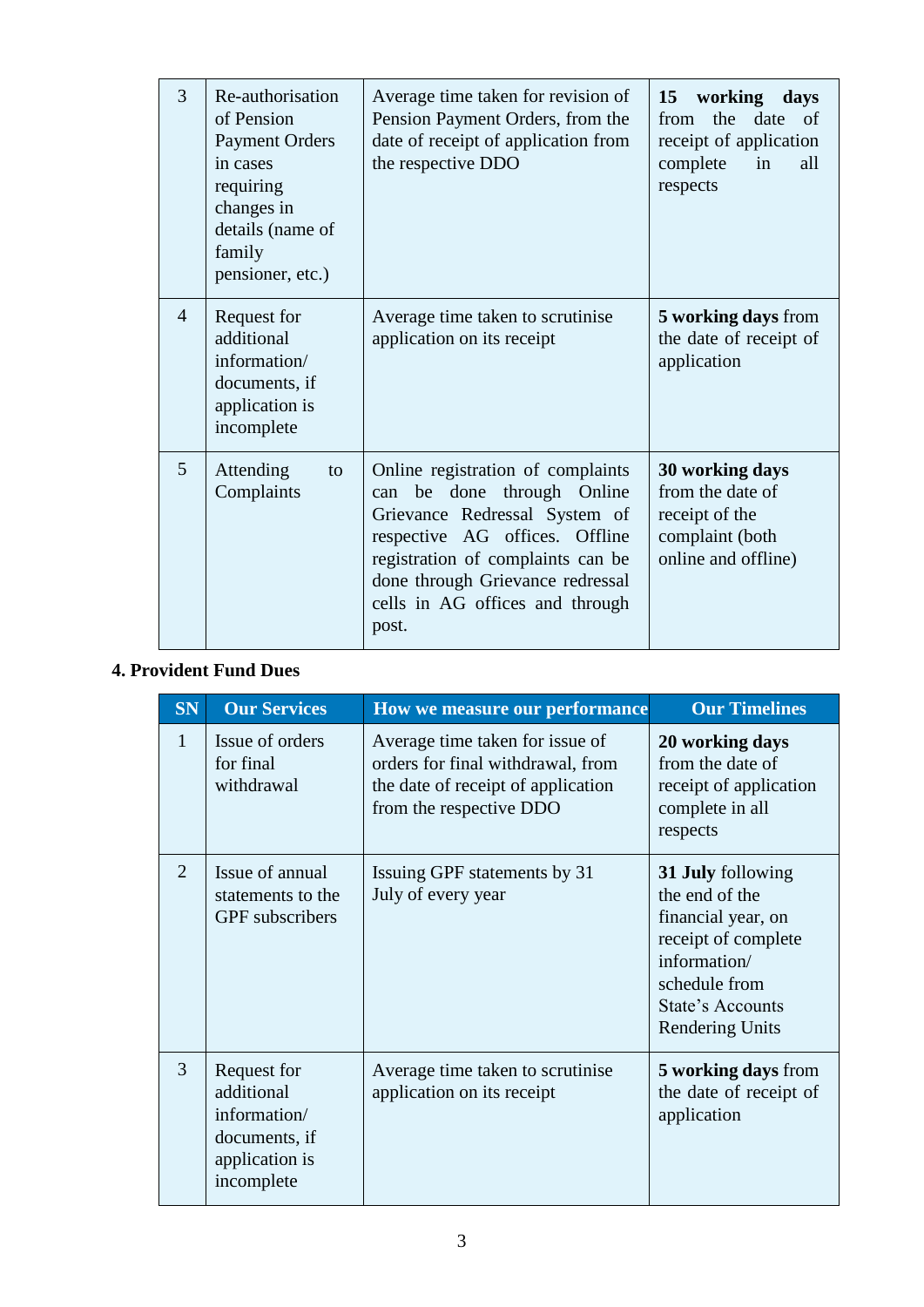| 3 | Re-authorisation of Pension Payment Orders in cases requiring changes in details (name of family pensioner, etc.) | Average time taken for revision of Pension Payment Orders, from the date of receipt of application from the respective DDO | **15 working days** from the date of receipt of application complete in all respects |
|---|---|---|---|
| 4 | Request for additional information/ documents, if application is incomplete | Average time taken to scrutinise application on its receipt | **5 working days** from the date of receipt of application |
| 5 | Attending to Complaints | Online registration of complaints can be done through Online Grievance Redressal System of respective AG offices. Offline registration of complaints can be done through Grievance redressal cells in AG offices and through post. | **30 working days** from the date of receipt of the complaint (both online and offline) |

**4. Provident Fund Dues**

| SN | Our Services | How we measure our performance | Our Timelines |
|---|---|---|---|
| 1 | Issue of orders for final withdrawal | Average time taken for issue of orders for final withdrawal, from the date of receipt of application from the respective DDO | **20 working days** from the date of receipt of application complete in all respects |
| 2 | Issue of annual statements to the GPF subscribers | Issuing GPF statements by 31 July of every year | **31 July** following the end of the financial year, on receipt of complete information/ schedule from State's Accounts Rendering Units |
| 3 | Request for additional information/ documents, if application is incomplete | Average time taken to scrutinise application on its receipt | **5 working days** from the date of receipt of application |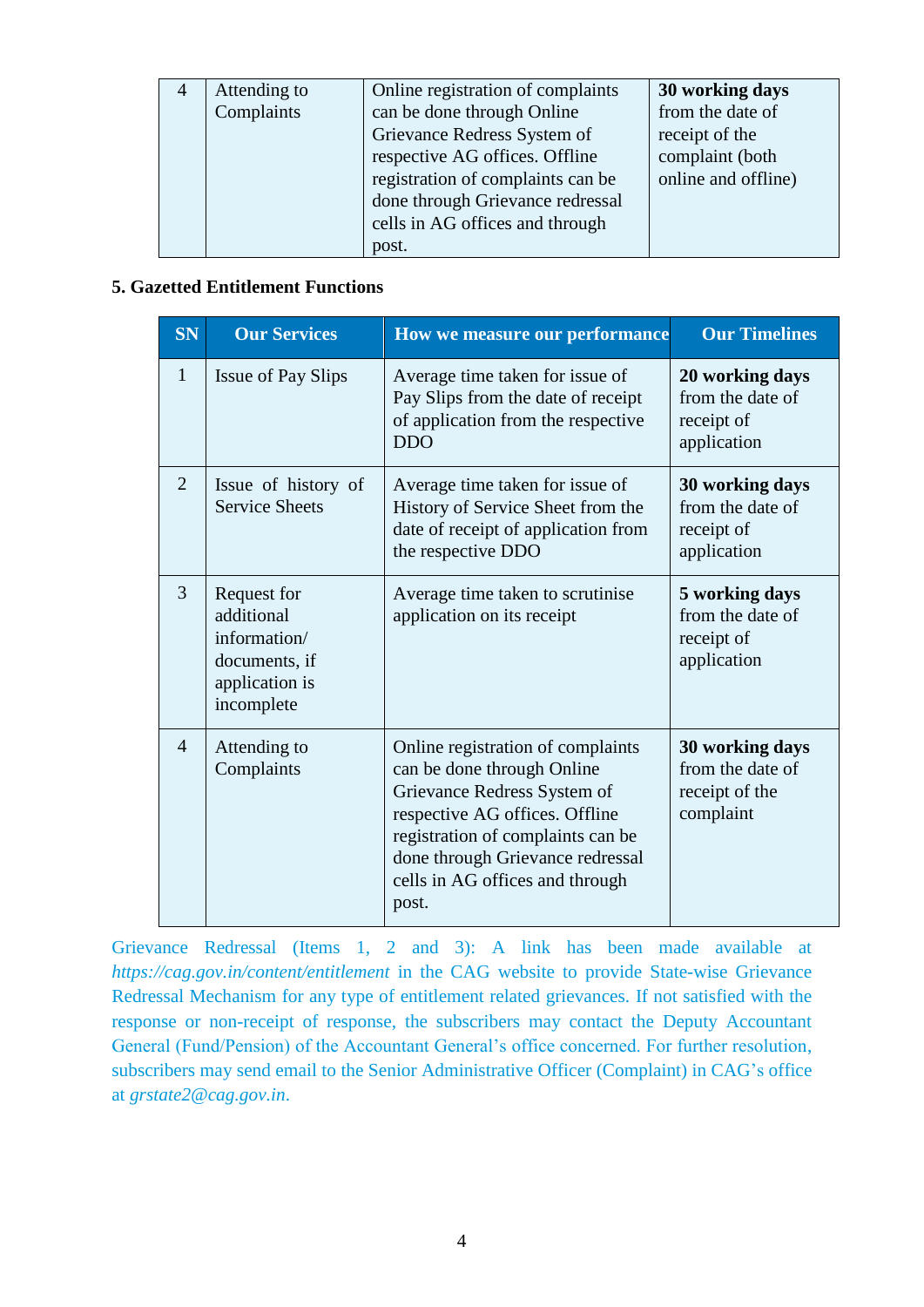| 4 | Attending to Complaints | Online registration of complaints can be done through Online Grievance Redress System of respective AG offices. Offline registration of complaints can be done through Grievance redressal cells in AG offices and through post. | **30 working days** from the date of receipt of the complaint (both online and offline) |
|---|---|---|---|

### 5. Gazetted Entitlement Functions

| SN | Our Services | How we measure our performance | Our Timelines |
|---|---|---|---|
| 1 | Issue of Pay Slips | Average time taken for issue of Pay Slips from the date of receipt of application from the respective DDO | **20 working days** from the date of receipt of application |
| 2 | Issue of history of Service Sheets | Average time taken for issue of History of Service Sheet from the date of receipt of application from the respective DDO | **30 working days** from the date of receipt of application |
| 3 | Request for additional information/ documents, if application is incomplete | Average time taken to scrutinise application on its receipt | **5 working days** from the date of receipt of application |
| 4 | Attending to Complaints | Online registration of complaints can be done through Online Grievance Redress System of respective AG offices. Offline registration of complaints can be done through Grievance redressal cells in AG offices and through post. | **30 working days** from the date of receipt of the complaint |

Grievance Redressal (Items 1, 2 and 3): A link has been made available at *https://cag.gov.in/content/entitlement* in the CAG website to provide State-wise Grievance Redressal Mechanism for any type of entitlement related grievances. If not satisfied with the response or non-receipt of response, the subscribers may contact the Deputy Accountant General (Fund/Pension) of the Accountant General's office concerned. For further resolution, subscribers may send email to the Senior Administrative Officer (Complaint) in CAG's office at *grstate2@cag.gov.in*.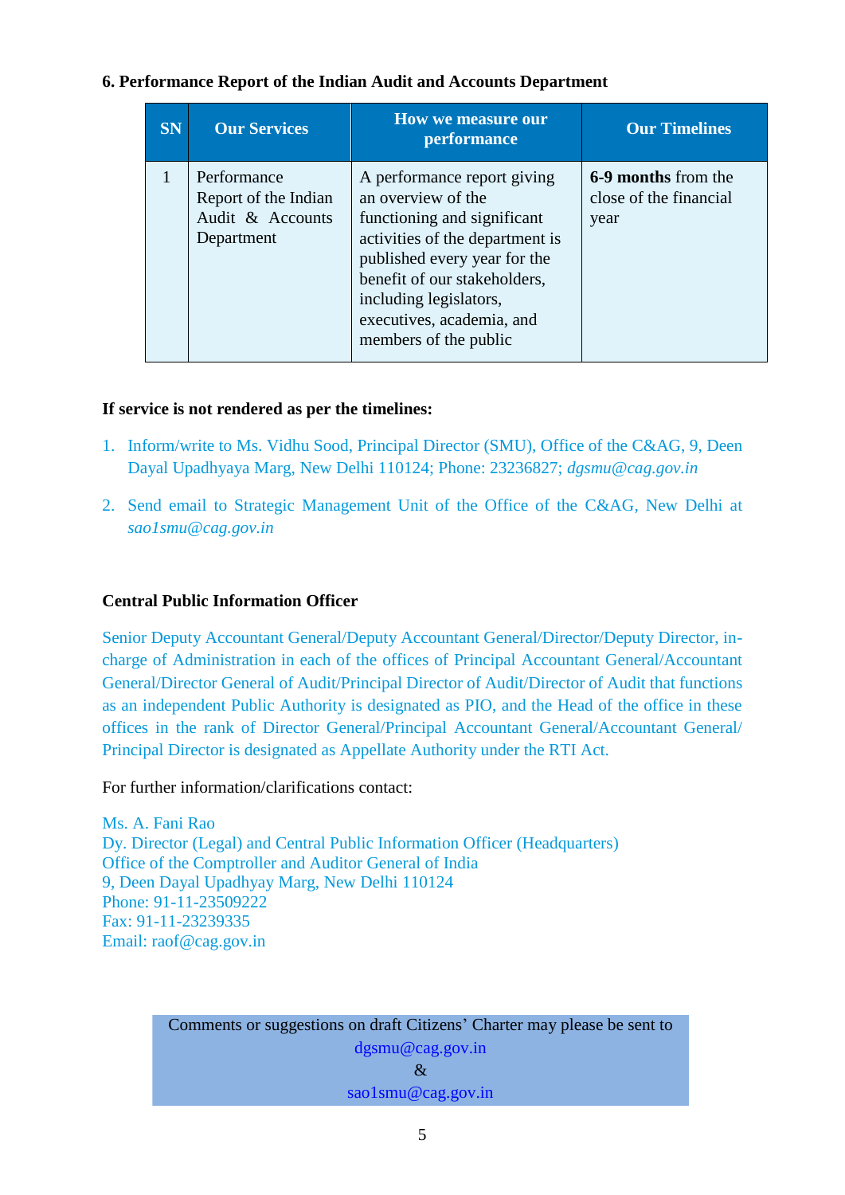### 6. Performance Report of the Indian Audit and Accounts Department

| SN | Our Services | How we measure our performance | Our Timelines |
|---|---|---|---|
| 1 | Performance Report of the Indian Audit & Accounts Department | A performance report giving an overview of the functioning and significant activities of the department is published every year for the benefit of our stakeholders, including legislators, executives, academia, and members of the public | **6-9 months** from the close of the financial year |

**If service is not rendered as per the timelines:**

1. Inform/write to Ms. Vidhu Sood, Principal Director (SMU), Office of the C&AG, 9, Deen Dayal Upadhyaya Marg, New Delhi 110124; Phone: 23236827; *dgsmu@cag.gov.in*
2. Send email to Strategic Management Unit of the Office of the C&AG, New Delhi at *sao1smu@cag.gov.in*

**Central Public Information Officer**

Senior Deputy Accountant General/Deputy Accountant General/Director/Deputy Director, in-charge of Administration in each of the offices of Principal Accountant General/Accountant General/Director General of Audit/Principal Director of Audit/Director of Audit that functions as an independent Public Authority is designated as PIO, and the Head of the office in these offices in the rank of Director General/Principal Accountant General/Accountant General/ Principal Director is designated as Appellate Authority under the RTI Act.

For further information/clarifications contact:

Ms. A. Fani Rao
Dy. Director (Legal) and Central Public Information Officer (Headquarters)
Office of the Comptroller and Auditor General of India
9, Deen Dayal Upadhyay Marg, New Delhi 110124
Phone: 91-11-23509222
Fax: 91-11-23239335
Email: raof@cag.gov.in

Comments or suggestions on draft Citizens' Charter may please be sent to
dgsmu@cag.gov.in
&
sao1smu@cag.gov.in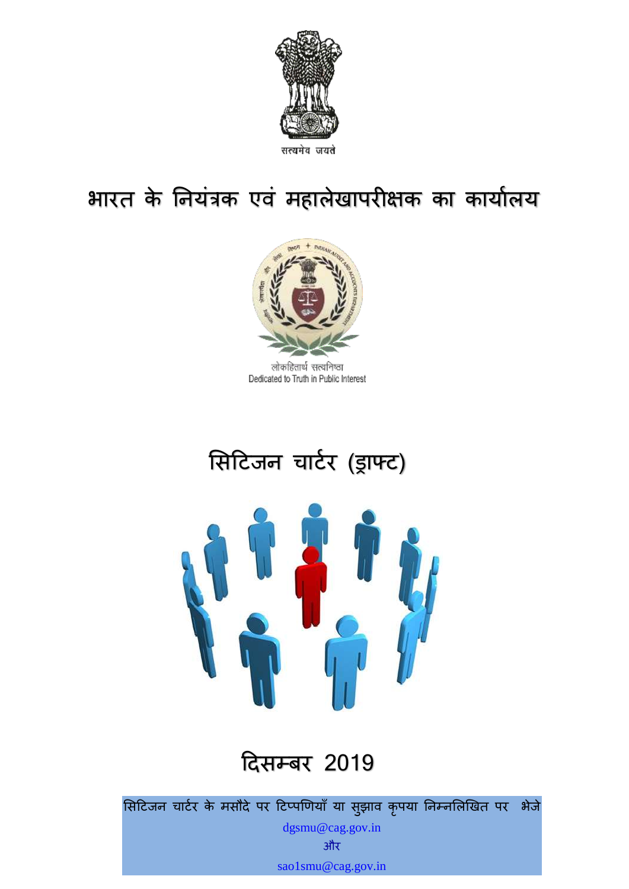सत्यमेव जयते

# भारत के नियंत्रक एवं महालेखापरीक्षक का कार्यालय

लोकहितार्थ सत्यनिष्ठा
Dedicated to Truth in Public Interest

## सिटिजन चार्टर (ड्राफ्ट)

## दिसम्बर 2019

सिटिजन चार्टर के मसौदे पर टिप्पणियाँ या सुझाव कृपया निम्नलिखित पर भेजे

dgsmu@cag.gov.in

और

sao1smu@cag.gov.in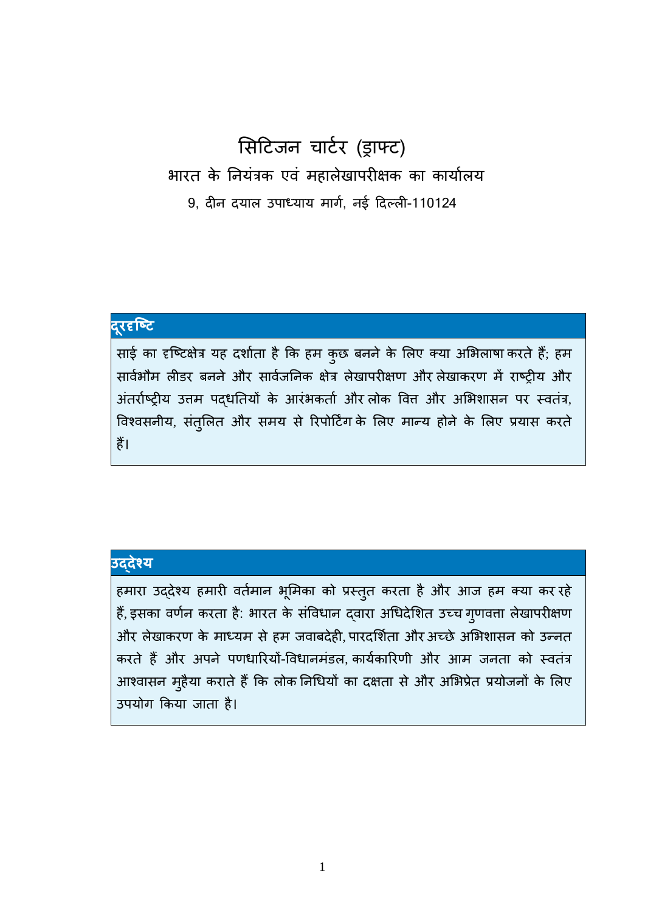# सिटिजन चार्टर (ड्राफ्ट)

## भारत के नियंत्रक एवं महालेखापरीक्षक का कार्यालय

9, दीन दयाल उपाध्याय मार्ग, नई दिल्ली-110124

### दूरदृष्टि

साई का दृष्टिक्षेत्र यह दर्शाता है कि हम कुछ बनने के लिए क्या अभिलाषा करते हैं; हम सार्वभौम लीडर बनने और सार्वजनिक क्षेत्र लेखापरीक्षण और लेखाकरण में राष्ट्रीय और अंतर्राष्ट्रीय उत्तम पद्धतियों के आरंभकर्ता और लोक वित्त और अभिशासन पर स्वतंत्र, विश्वसनीय, संतुलित और समय से रिपोर्टिंग के लिए मान्य होने के लिए प्रयास करते हैं।

### उद्देश्य

हमारा उद्देश्य हमारी वर्तमान भूमिका को प्रस्तुत करता है और आज हम क्या कर रहे हैं, इसका वर्णन करता है: भारत के संविधान द्वारा अधिदेशित उच्च गुणवत्ता लेखापरीक्षण और लेखाकरण के माध्यम से हम जवाबदेही, पारदर्शिता और अच्छे अभिशासन को उन्नत करते हैं और अपने पणधारियों-विधानमंडल, कार्यकारिणी और आम जनता को स्वतंत्र आश्वासन मुहैया कराते हैं कि लोक निधियों का दक्षता से और अभिप्रेत प्रयोजनों के लिए उपयोग किया जाता है।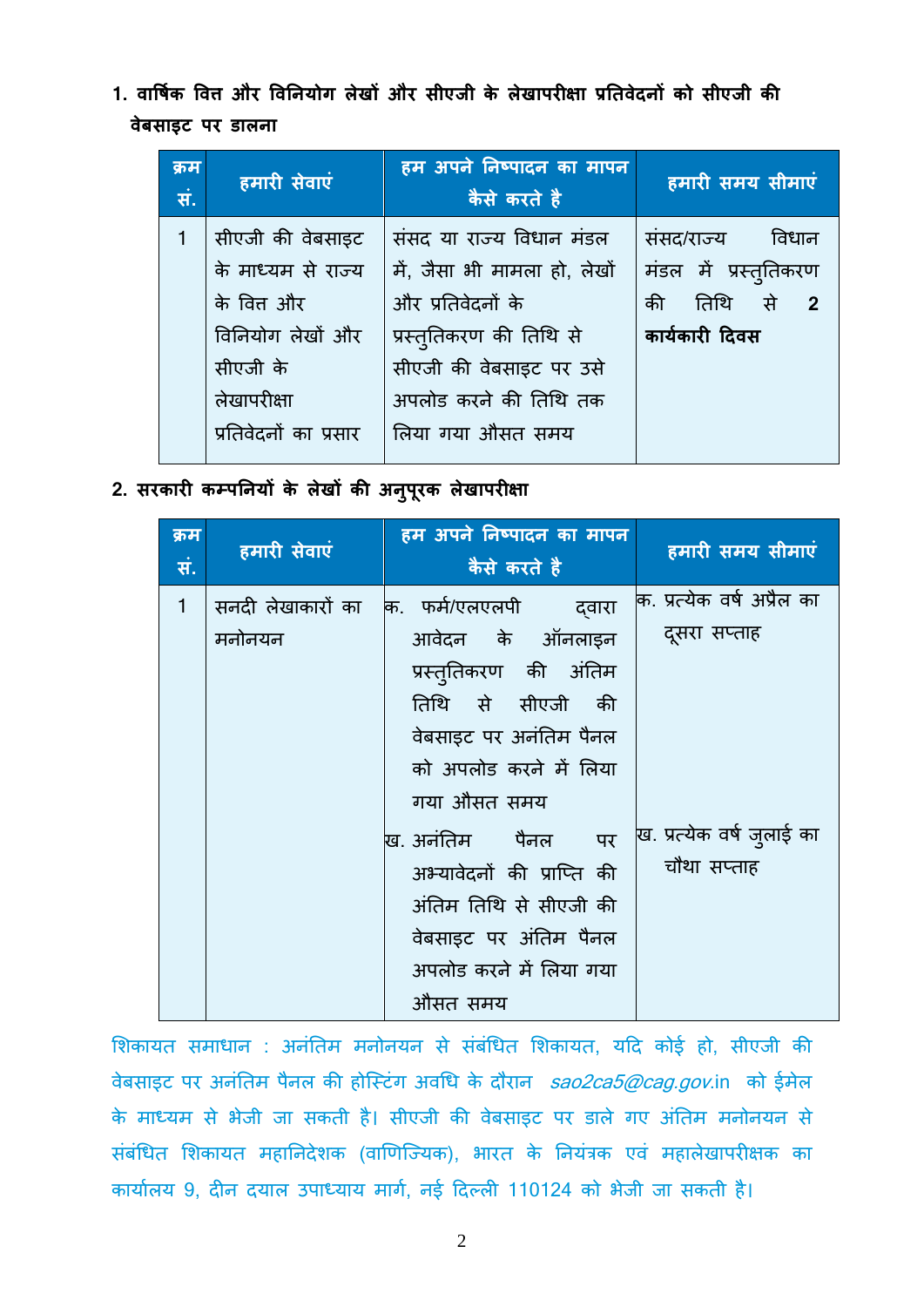**1. वार्षिक वित्त और विनियोग लेखों और सीएजी के लेखापरीक्षा प्रतिवेदनों को सीएजी की वेबसाइट पर डालना**

| क्रम सं. | हमारी सेवाएं | हम अपने निष्पादन का मापन कैसे करते है | हमारी समय सीमाएं |
|---|---|---|---|
| 1 | सीएजी की वेबसाइट के माध्यम से राज्य के वित्त और विनियोग लेखों और सीएजी के लेखापरीक्षा प्रतिवेदनों का प्रसार | संसद या राज्य विधान मंडल में, जैसा भी मामला हो, लेखों और प्रतिवेदनों के प्रस्तुतिकरण की तिथि से सीएजी की वेबसाइट पर उसे अपलोड करने की तिथि तक लिया गया औसत समय | संसद/राज्य विधान मंडल में प्रस्तुतिकरण की तिथि से **2 कार्यकारी दिवस** |

**2. सरकारी कम्पनियों के लेखों की अनुपूरक लेखापरीक्षा**

| क्रम सं. | हमारी सेवाएं | हम अपने निष्पादन का मापन कैसे करते है | हमारी समय सीमाएं |
|---|---|---|---|
| 1 | सनदी लेखाकारों का मनोनयन | क. फर्म/एलएलपी द्वारा आवेदन के ऑनलाइन प्रस्तुतिकरण की अंतिम तिथि से सीएजी की वेबसाइट पर अनंतिम पैनल को अपलोड करने में लिया गया औसत समय | क. प्रत्येक वर्ष अप्रैल का दूसरा सप्ताह |
| | | ख. अनंतिम पैनल पर अभ्यावेदनों की प्राप्ति की अंतिम तिथि से सीएजी की वेबसाइट पर अंतिम पैनल अपलोड करने में लिया गया औसत समय | ख. प्रत्येक वर्ष जुलाई का चौथा सप्ताह |

शिकायत समाधान : अनंतिम मनोनयन से संबंधित शिकायत, यदि कोई हो, सीएजी की वेबसाइट पर अनंतिम पैनल की होस्टिंग अवधि के दौरान *sao2ca5@cag.gov.in* को ईमेल के माध्यम से भेजी जा सकती है। सीएजी की वेबसाइट पर डाले गए अंतिम मनोनयन से संबंधित शिकायत महानिदेशक (वाणिज्यिक), भारत के नियंत्रक एवं महालेखापरीक्षक का कार्यालय 9, दीन दयाल उपाध्याय मार्ग, नई दिल्ली 110124 को भेजी जा सकती है।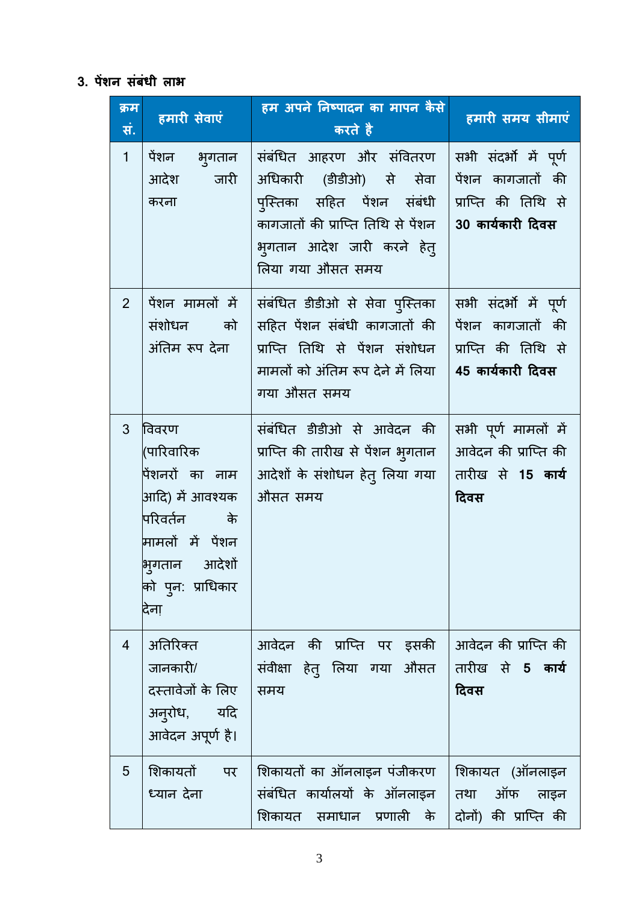### 3. पेंशन संबंधी लाभ

| क्रम सं. | हमारी सेवाएं | हम अपने निष्पादन का मापन कैसे करते है | हमारी समय सीमाएं |
|---|---|---|---|
| 1 | पेंशन भुगतान आदेश जारी करना | संबंधित आहरण और संवितरण अधिकारी (डीडीओ) से सेवा पुस्तिका सहित पेंशन संबंधी कागजातों की प्राप्ति तिथि से पेंशन भुगतान आदेश जारी करने हेतु लिया गया औसत समय | सभी संदर्भो में पूर्ण पेंशन कागजातों की प्राप्ति की तिथि से **30 कार्यकारी दिवस** |
| 2 | पेंशन मामलों में संशोधन को अंतिम रूप देना | संबंधित डीडीओ से सेवा पुस्तिका सहित पेंशन संबंधी कागजातों की प्राप्ति तिथि से पेंशन संशोधन मामलों को अंतिम रूप देने में लिया गया औसत समय | सभी संदर्भो में पूर्ण पेंशन कागजातों की प्राप्ति की तिथि से **45 कार्यकारी दिवस** |
| 3 | विवरण (पारिवारिक पेंशनरों का नाम आदि) में आवश्यक परिवर्तन के मामलों में पेंशन भुगतान आदेशों को पुन: प्राधिकार देना। | संबंधित डीडीओ से आवेदन की प्राप्ति की तारीख से पेंशन भुगतान आदेशों के संशोधन हेतु लिया गया औसत समय | सभी पूर्ण मामलों में आवेदन की प्राप्ति की तारीख से **15 कार्य दिवस** |
| 4 | अतिरिक्त जानकारी/ दस्तावेजों के लिए अनुरोध, यदि आवेदन अपूर्ण है। | आवेदन की प्राप्ति पर इसकी संवीक्षा हेतु लिया गया औसत समय | आवेदन की प्राप्ति की तारीख से **5 कार्य दिवस** |
| 5 | शिकायतों पर ध्यान देना | शिकायतों का ऑनलाइन पंजीकरण संबंधित कार्यालयों के ऑनलाइन शिकायत समाधान प्रणाली के | शिकायत (ऑनलाइन तथा ऑफ लाइन दोनों) की प्राप्ति की |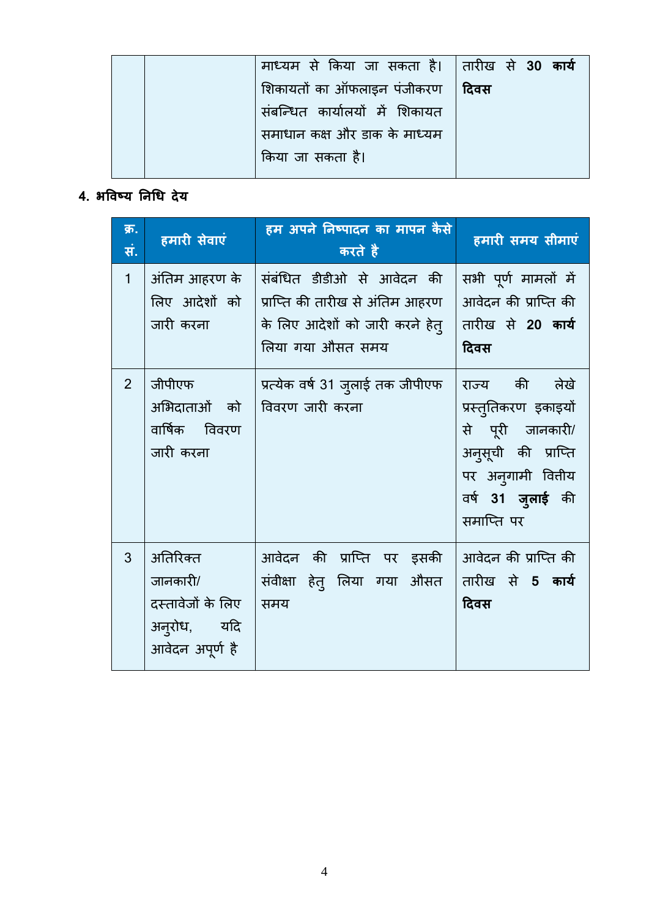| | | माध्यम से किया जा सकता है। शिकायतों का ऑफलाइन पंजीकरण संबन्धित कार्यालयों में शिकायत समाधान कक्ष और डाक के माध्यम किया जा सकता है। | तारीख से **30 कार्य दिवस** |
|---|---|---|---|

**4. भविष्य निधि देय**

| क्र. सं. | हमारी सेवाएं | हम अपने निष्पादन का मापन कैसे करते है | हमारी समय सीमाएं |
|---|---|---|---|
| 1 | अंतिम आहरण के लिए आदेशों को जारी करना | संबंधित डीडीओ से आवेदन की प्राप्ति की तारीख से अंतिम आहरण के लिए आदेशों को जारी करने हेतु लिया गया औसत समय | सभी पूर्ण मामलों में आवेदन की प्राप्ति की तारीख से **20 कार्य दिवस** |
| 2 | जीपीएफ अभिदाताओं को वार्षिक विवरण जारी करना | प्रत्येक वर्ष 31 जुलाई तक जीपीएफ विवरण जारी करना | राज्य की लेखे प्रस्तुतिकरण इकाइयों से पूरी जानकारी/ अनुसूची की प्राप्ति पर अनुगामी वित्तीय वर्ष **31 जुलाई** की समाप्ति पर |
| 3 | अतिरिक्त जानकारी/ दस्तावेजों के लिए अनुरोध, यदि आवेदन अपूर्ण है | आवेदन की प्राप्ति पर इसकी संवीक्षा हेतु लिया गया औसत समय | आवेदन की प्राप्ति की तारीख से **5 कार्य दिवस** |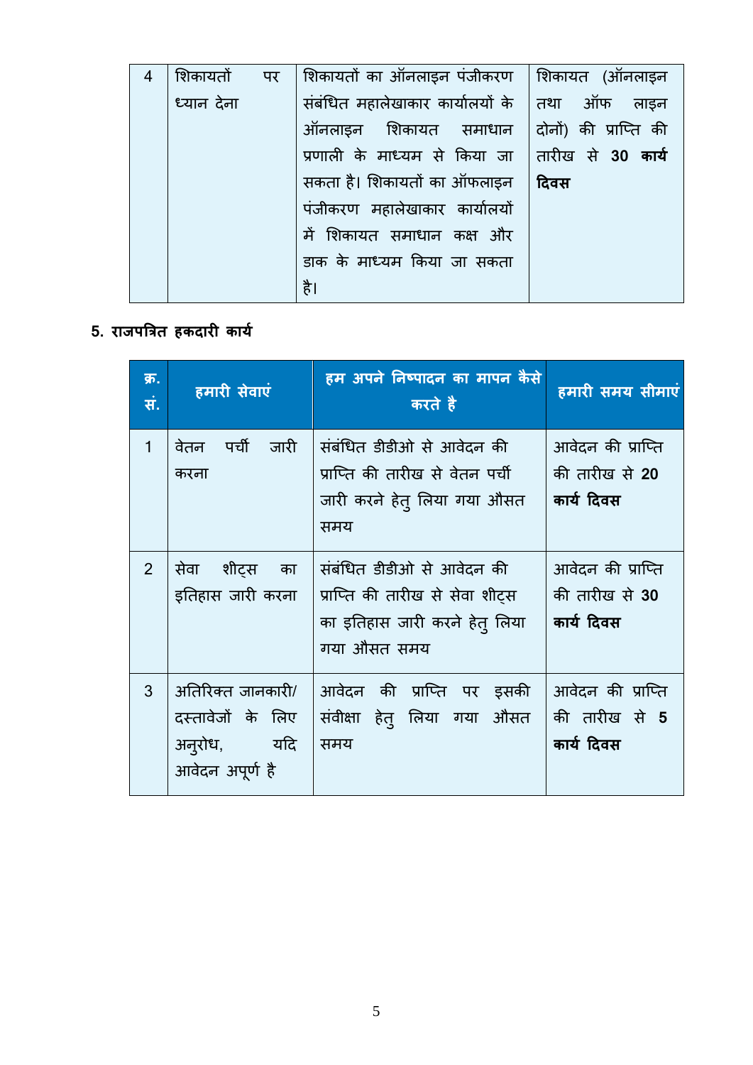| 4 | शिकायतों पर ध्यान देना | शिकायतों का ऑनलाइन पंजीकरण संबंधित महालेखाकार कार्यालयों के ऑनलाइन शिकायत समाधान प्रणाली के माध्यम से किया जा सकता है। शिकायतों का ऑफलाइन पंजीकरण महालेखाकार कार्यालयों में शिकायत समाधान कक्ष और डाक के माध्यम किया जा सकता है। | शिकायत (ऑनलाइन तथा ऑफ लाइन दोनों) की प्राप्ति की तारीख से **30 कार्य दिवस** |
|---|---|---|---|

## 5. राजपत्रित हकदारी कार्य

| क्र. सं. | हमारी सेवाएं | हम अपने निष्पादन का मापन कैसे करते है | हमारी समय सीमाएं |
|---|---|---|---|
| 1 | वेतन पर्ची जारी करना | संबंधित डीडीओ से आवेदन की प्राप्ति की तारीख से वेतन पर्ची जारी करने हेतु लिया गया औसत समय | आवेदन की प्राप्ति की तारीख से **20 कार्य दिवस** |
| 2 | सेवा शीट्स का इतिहास जारी करना | संबंधित डीडीओ से आवेदन की प्राप्ति की तारीख से सेवा शीट्स का इतिहास जारी करने हेतु लिया गया औसत समय | आवेदन की प्राप्ति की तारीख से **30 कार्य दिवस** |
| 3 | अतिरिक्त जानकारी/ दस्तावेजों के लिए अनुरोध, यदि आवेदन अपूर्ण है | आवेदन की प्राप्ति पर इसकी संवीक्षा हेतु लिया गया औसत समय | आवेदन की प्राप्ति की तारीख से **5 कार्य दिवस** |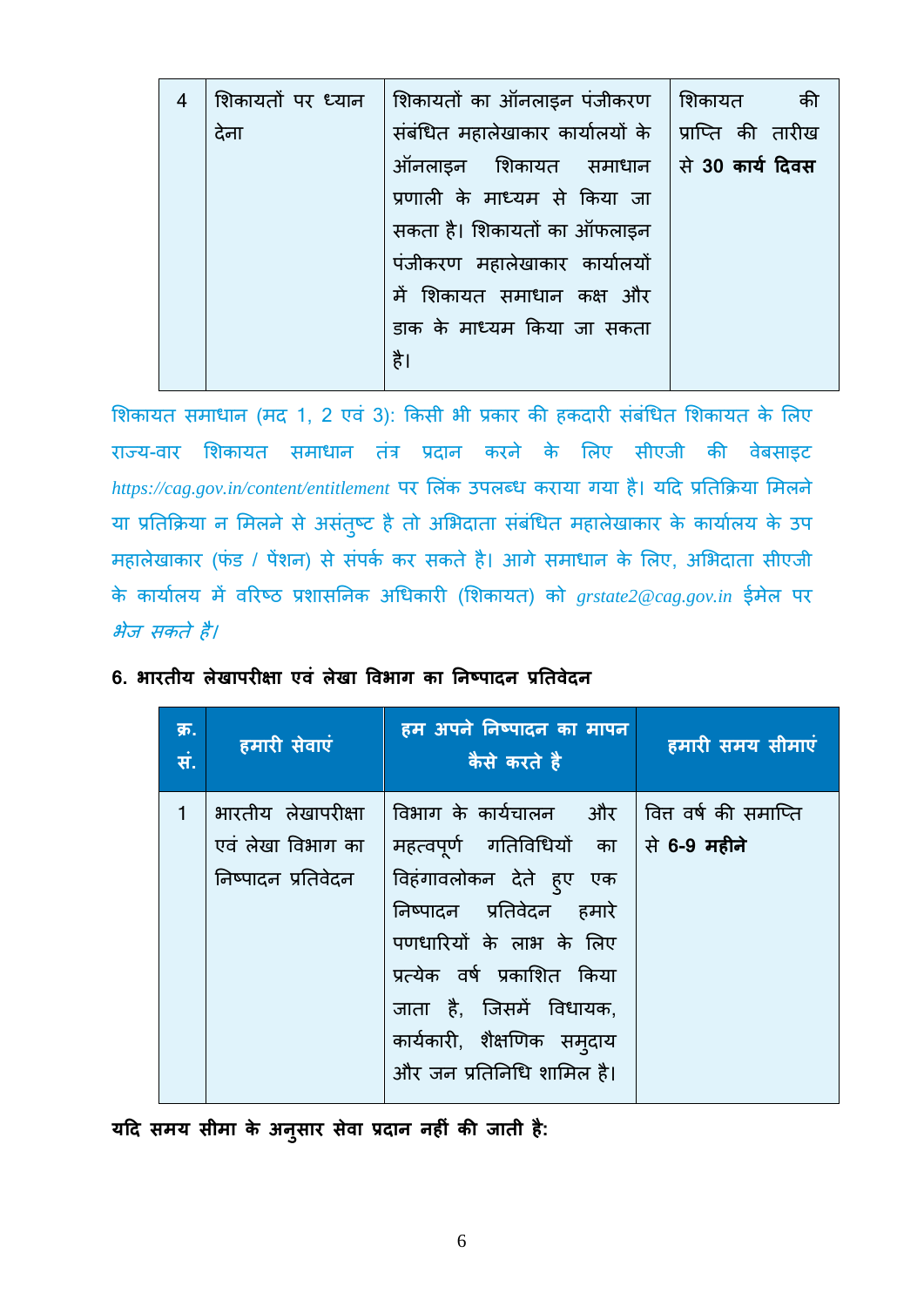| 4 | शिकायतों पर ध्यान देना | शिकायतों का ऑनलाइन पंजीकरण संबंधित महालेखाकार कार्यालयों के ऑनलाइन शिकायत समाधान प्रणाली के माध्यम से किया जा सकता है। शिकायतों का ऑफलाइन पंजीकरण महालेखाकार कार्यालयों में शिकायत समाधान कक्ष और डाक के माध्यम किया जा सकता है। | शिकायत की प्राप्ति की तारीख से **30 कार्य दिवस** |
|---|---|---|---|

शिकायत समाधान (मद 1, 2 एवं 3): किसी भी प्रकार की हकदारी संबंधित शिकायत के लिए राज्य-वार शिकायत समाधान तंत्र प्रदान करने के लिए सीएजी की वेबसाइट *https://cag.gov.in/content/entitlement* पर लिंक उपलब्ध कराया गया है। यदि प्रतिक्रिया मिलने या प्रतिक्रिया न मिलने से असंतुष्ट है तो अभिदाता संबंधित महालेखाकार के कार्यालय के उप महालेखाकार (फंड / पेंशन) से संपर्क कर सकते है। आगे समाधान के लिए, अभिदाता सीएजी के कार्यालय में वरिष्ठ प्रशासनिक अधिकारी (शिकायत) को *grstate2@cag.gov.in* ईमेल पर *भेज सकते है।*

## 6. भारतीय लेखापरीक्षा एवं लेखा विभाग का निष्पादन प्रतिवेदन

| क्र. सं. | हमारी सेवाएं | हम अपने निष्पादन का मापन कैसे करते है | हमारी समय सीमाएं |
|---|---|---|---|
| 1 | भारतीय लेखापरीक्षा एवं लेखा विभाग का निष्पादन प्रतिवेदन | विभाग के कार्यचालन और महत्वपूर्ण गतिविधियों का विहंगावलोकन देते हुए एक निष्पादन प्रतिवेदन हमारे पणधारियों के लाभ के लिए प्रत्येक वर्ष प्रकाशित किया जाता है, जिसमें विधायक, कार्यकारी, शैक्षणिक समुदाय और जन प्रतिनिधि शामिल है। | वित्त वर्ष की समाप्ति से **6-9 महीने** |

**यदि समय सीमा के अनुसार सेवा प्रदान नहीं की जाती है:**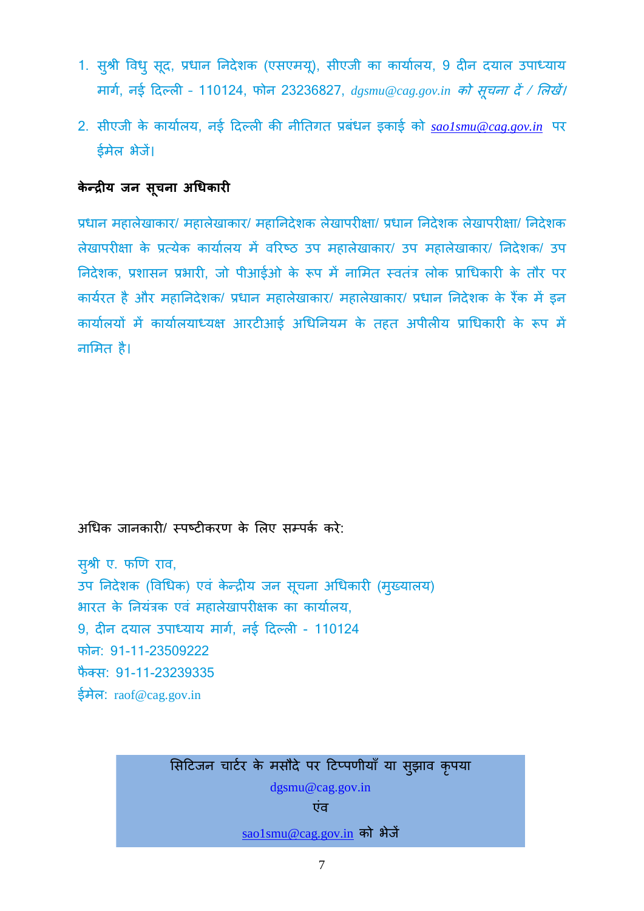1. सुश्री विधु सूद, प्रधान निदेशक (एसएमयू), सीएजी का कार्यालय, 9 दीन दयाल उपाध्याय मार्ग, नई दिल्ली - 110124, फोन 23236827, dgsmu@cag.gov.in *को सूचना दें / लिखें।*

2. सीएजी के कार्यालय, नई दिल्ली की नीतिगत प्रबंधन इकाई को sao1smu@cag.gov.in पर ईमेल भेजें।

**केन्द्रीय जन सूचना अधिकारी**

प्रधान महालेखाकार/ महालेखाकार/ महानिदेशक लेखापरीक्षा/ प्रधान निदेशक लेखापरीक्षा/ निदेशक लेखापरीक्षा के प्रत्येक कार्यालय में वरिष्ठ उप महालेखाकार/ उप महालेखाकार/ निदेशक/ उप निदेशक, प्रशासन प्रभारी, जो पीआईओ के रूप में नामित स्वतंत्र लोक प्राधिकारी के तौर पर कार्यरत है और महानिदेशक/ प्रधान महालेखाकार/ महालेखाकार/ प्रधान निदेशक के रैंक में इन कार्यालयों में कार्यालयाध्यक्ष आरटीआई अधिनियम के तहत अपीलीय प्राधिकारी के रूप में नामित है।

अधिक जानकारी/ स्पष्टीकरण के लिए सम्पर्क करे:

सुश्री ए. फणि राव,
उप निदेशक (विधिक) एवं केन्द्रीय जन सूचना अधिकारी (मुख्यालय)
भारत के नियंत्रक एवं महालेखापरीक्षक का कार्यालय,
9, दीन दयाल उपाध्याय मार्ग, नई दिल्ली - 110124
फोन: 91-11-23509222
फैक्स: 91-11-23239335
ईमेल: raof@cag.gov.in

सिटिजन चार्टर के मसौदे पर टिप्पणीयाँ या सुझाव कृपया
dgsmu@cag.gov.in
एंव
sao1smu@cag.gov.in को भेजें